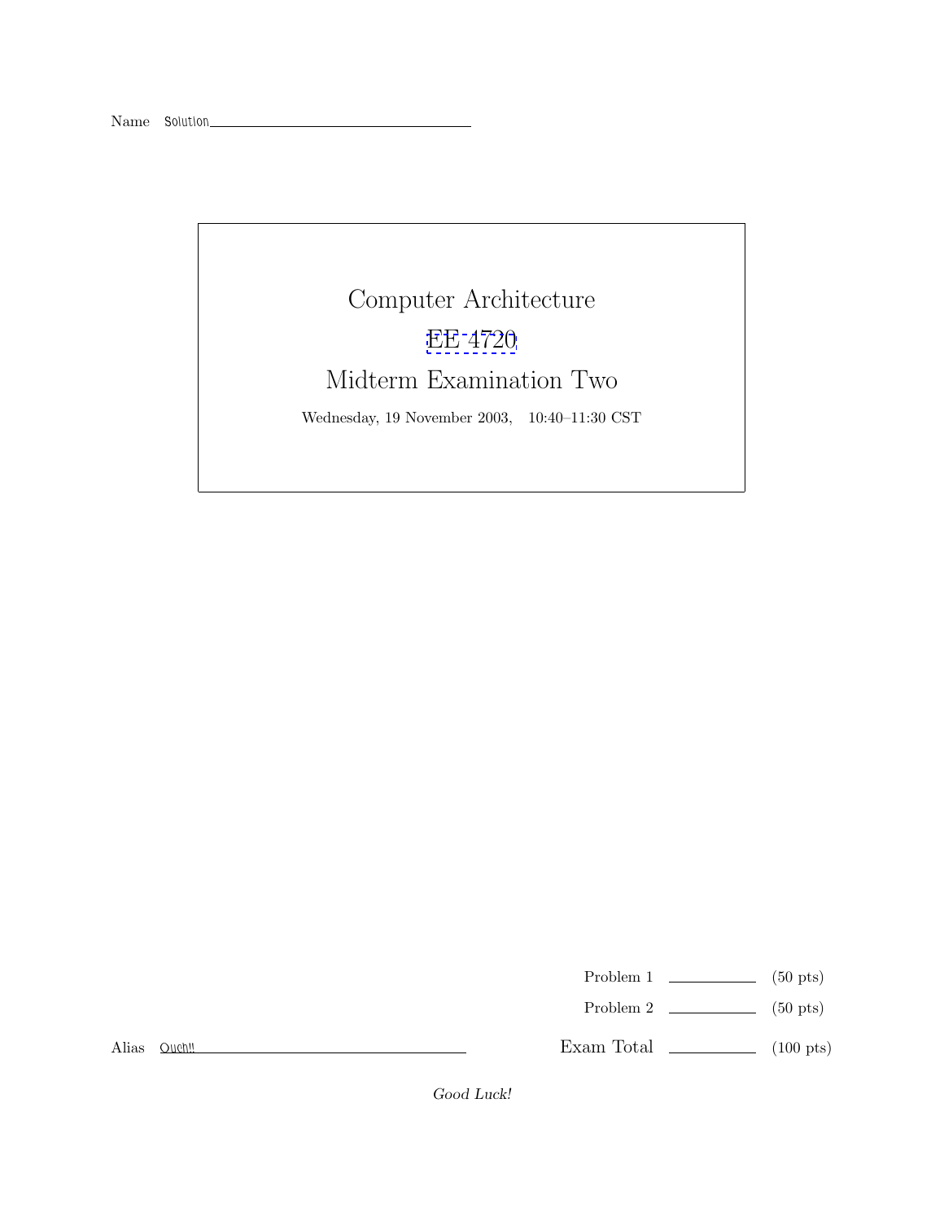Name Solution

# Computer Architecture

## EE 4720

## Midterm Examination Two

Wednesday, 19 November 2003, 10:40–11:30 CST

| | | |
|---|---|---|
| Problem 1 | ______ | (50 pts) |
| Problem 2 | ______ | (50 pts) |
| Exam Total | ______ | (100 pts) |

Alias Ouch!!

*Good Luck!*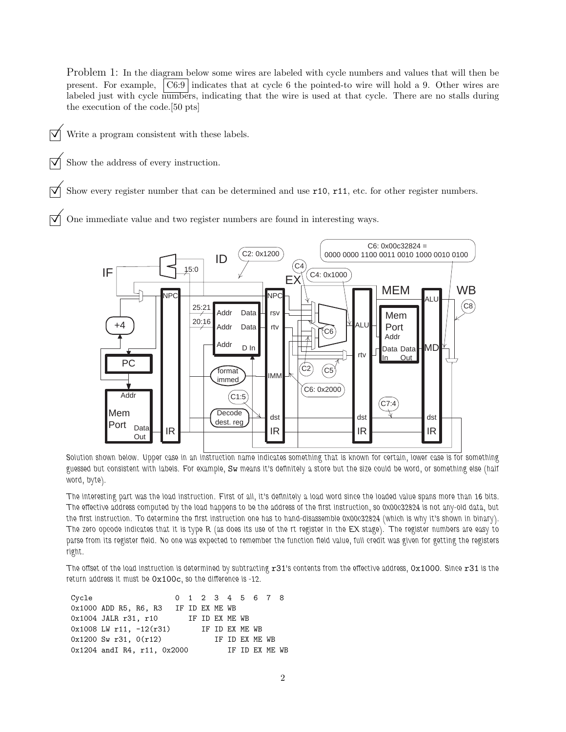Problem 1: In the diagram below some wires are labeled with cycle numbers and values that will then be present. For example, C6:9 indicates that at cycle 6 the pointed-to wire will hold a 9. Other wires are labeled just with cycle numbers, indicating that the wire is used at that cycle. There are no stalls during the execution of the code.[50 pts]

- ☑ Write a program consistent with these labels.
- ☑ Show the address of every instruction.
- ☑ Show every register number that can be determined and use r10, r11, etc. for other register numbers.
- ☑ One immediate value and two register numbers are found in interesting ways.

Solution shown below. Upper case in an instruction name indicates something that is known for certain, lower case is for something guessed but consistent with labels. For example, Sw means it's definitely a store but the size could be word, or something else (half word, byte).

The interesting part was the load instruction. First of all, it's definitely a load word since the loaded value spans more than 16 bits. The effective address computed by the load happens to be the address of the first instruction, so 0x00c32824 is not any-old data, but the first instruction. To determine the first instruction one has to hand-disassemble 0x00c32824 (which is why it's shown in binary). The zero opcode indicates that it is type R (as does its use of the rt register in the EX stage). The register numbers are easy to parse from its register field. No one was expected to remember the function field value, full credit was given for getting the registers right.

The offset of the load instruction is determined by subtracting r31's contents from the effective address, 0x1000. Since r31 is the return address it must be 0x100c, so the difference is -12.

```
Cycle                     0  1  2  3  4  5  6  7  8
0x1000 ADD R5, R6, R3    IF ID EX ME WB
0x1004 JALR r31, r10        IF ID EX ME WB
0x1008 LW r11, -12(r31)        IF ID EX ME WB
0x1200 Sw r31, 0(r12)             IF ID EX ME WB
0x1204 andI R4, r11, 0x2000          IF ID EX ME WB
```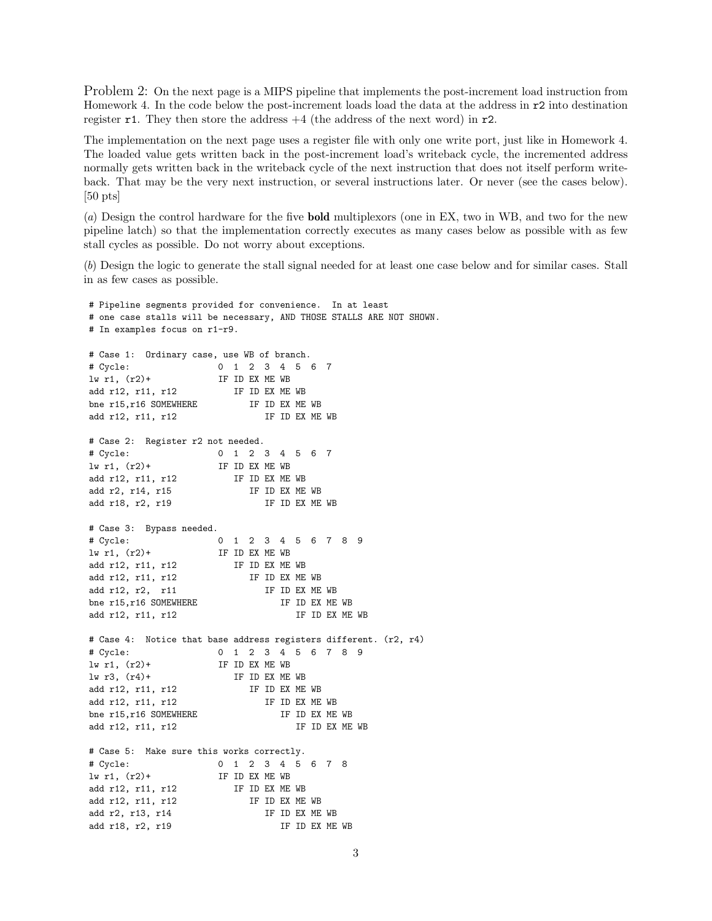Problem 2: On the next page is a MIPS pipeline that implements the post-increment load instruction from Homework 4. In the code below the post-increment loads load the data at the address in `r2` into destination register `r1`. They then store the address +4 (the address of the next word) in `r2`.

The implementation on the next page uses a register file with only one write port, just like in Homework 4. The loaded value gets written back in the post-increment load's writeback cycle, the incremented address normally gets written back in the writeback cycle of the next instruction that does not itself perform writeback. That may be the very next instruction, or several instructions later. Or never (see the cases below). [50 pts]

(*a*) Design the control hardware for the five **bold** multiplexors (one in EX, two in WB, and two for the new pipeline latch) so that the implementation correctly executes as many cases below as possible with as few stall cycles as possible. Do not worry about exceptions.

(*b*) Design the logic to generate the stall signal needed for at least one case below and for similar cases. Stall in as few cases as possible.

```
# Pipeline segments provided for convenience.  In at least
# one case stalls will be necessary, AND THOSE STALLS ARE NOT SHOWN.
# In examples focus on r1-r9.

# Case 1:  Ordinary case, use WB of branch.
# Cycle:                0  1  2  3  4  5  6  7
lw r1, (r2)+            IF ID EX ME WB
add r12, r11, r12          IF ID EX ME WB
bne r15,r16 SOMEWHERE         IF ID EX ME WB
add r12, r11, r12                IF ID EX ME WB

# Case 2:  Register r2 not needed.
# Cycle:                0  1  2  3  4  5  6  7
lw r1, (r2)+            IF ID EX ME WB
add r12, r11, r12          IF ID EX ME WB
add r2, r14, r15              IF ID EX ME WB
add r18, r2, r19                 IF ID EX ME WB

# Case 3:  Bypass needed.
# Cycle:                0  1  2  3  4  5  6  7  8  9
lw r1, (r2)+            IF ID EX ME WB
add r12, r11, r12          IF ID EX ME WB
add r12, r11, r12             IF ID EX ME WB
add r12, r2,  r11                IF ID EX ME WB
bne r15,r16 SOMEWHERE               IF ID EX ME WB
add r12, r11, r12                      IF ID EX ME WB

# Case 4:  Notice that base address registers different. (r2, r4)
# Cycle:                0  1  2  3  4  5  6  7  8  9
lw r1, (r2)+            IF ID EX ME WB
lw r3, (r4)+               IF ID EX ME WB
add r12, r11, r12             IF ID EX ME WB
add r12, r11, r12                IF ID EX ME WB
bne r15,r16 SOMEWHERE               IF ID EX ME WB
add r12, r11, r12                      IF ID EX ME WB

# Case 5:  Make sure this works correctly.
# Cycle:                0  1  2  3  4  5  6  7  8
lw r1, (r2)+            IF ID EX ME WB
add r12, r11, r12          IF ID EX ME WB
add r12, r11, r12             IF ID EX ME WB
add r2, r13, r14                 IF ID EX ME WB
add r18, r2, r19                    IF ID EX ME WB
```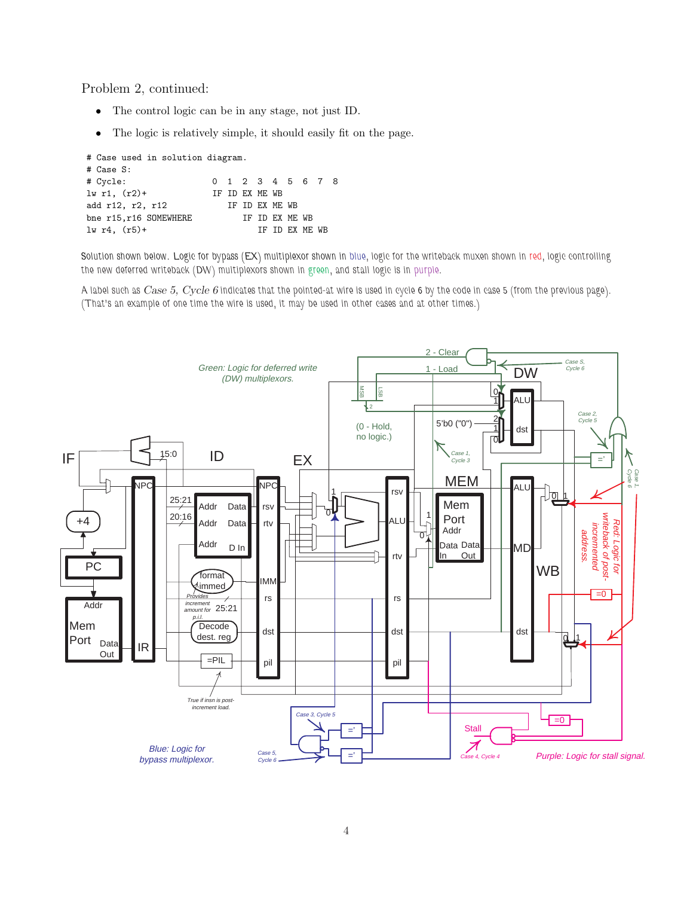Problem 2, continued:

- The control logic can be in any stage, not just ID.
- The logic is relatively simple, it should easily fit on the page.

```
# Case used in solution diagram.
# Case S:
# Cycle:                    0  1  2  3  4  5  6  7  8
lw r1, (r2)+                IF ID EX ME WB
add r12, r2, r12               IF ID EX ME WB
bne r15,r16 SOMEWHERE             IF ID EX ME WB
lw r4, (r5)+                         IF ID EX ME WB
```

Solution shown below. Logic for bypass (EX) multiplexor shown in blue, logic for the writeback muxen shown in red, logic controlling the new deferred writeback (DW) multiplexors shown in green, and stall logic is in purple.

A label such as *Case 5, Cycle 6* indicates that the pointed-at wire is used in cycle 6 by the code in case 5 (from the previous page). (That's an example of one time the wire is used, it may be used in other cases and at other times.)

Green: Logic for deferred write (DW) multiplexors.

2 - Clear

1 - Load

DW

Case S, Cycle 6

MSB

LSB

2

(0 - Hold, no logic.)

5'b0 ("0")

ALU

dst

Case 2, Cycle 5

Case 1, Cycle 3

Case 1, Cycle 6

IF

ID

EX

MEM

WB

15:0

NPC

+4

PC

Addr

Mem Port

Data Out

IR

25:21

20:16

Addr Data

Addr Data

Addr D In

format immed

Provides increment amount for p.i.l.

25:21

Decode dest. reg

=PIL

True if insn is post-increment load.

NPC

rsv

rtv

IMM

rs

dst

pil

rsv

ALU

rtv

rs

dst

pil

Mem Port

Addr

Data In

Data Out

ALU

MD

dst

Red: Logic for writeback of post-incremented address.

=0

Case 3, Cycle 5

Case 5, Cycle 6

Blue: Logic for bypass multiplexor.

Stall

Case 4, Cycle 4

=0

Purple: Logic for stall signal.